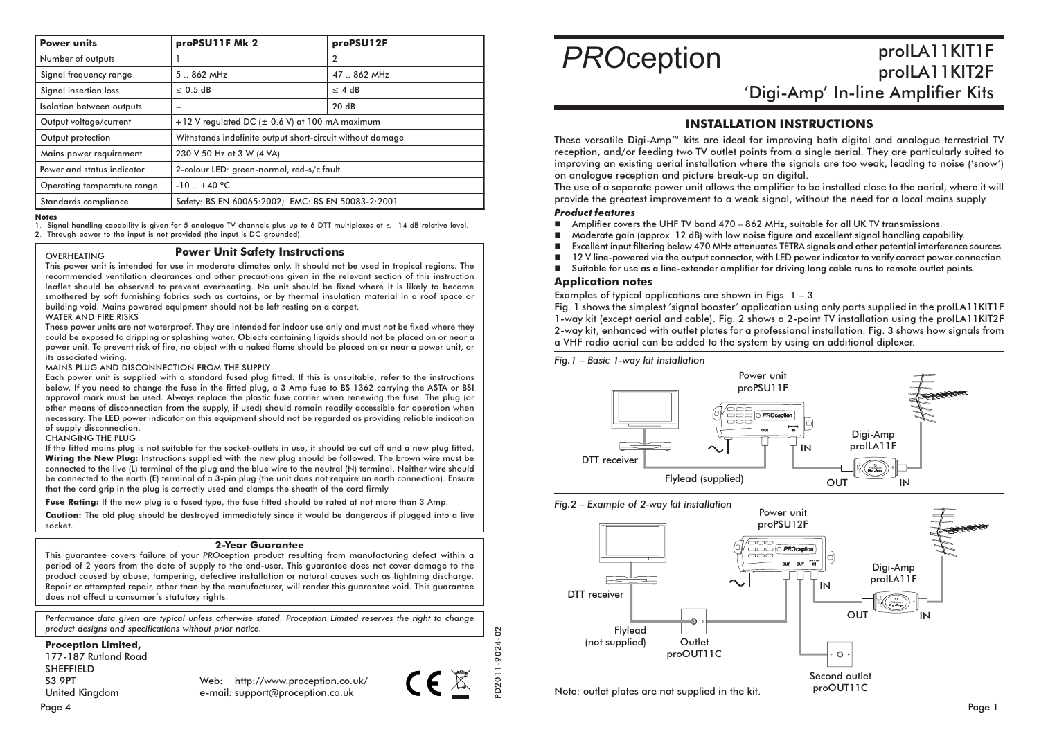| Power units | proPSU11F Mk 2 | proPSU12F |
| --- | --- | --- |
| Number of outputs | 1 | 2 |
| Signal frequency range | 5 .. 862 MHz | 47 .. 862 MHz |
| Signal insertion loss | ≤ 0.5 dB | ≤ 4 dB |
| Isolation between outputs | – | 20 dB |
| Output voltage/current | +12 V regulated DC (± 0.6 V) at 100 mA maximum | |
| Output protection | Withstands indefinite output short-circuit without damage | |
| Mains power requirement | 230 V 50 Hz at 3 W (4 VA) | |
| Power and status indicator | 2-colour LED: green-normal, red-s/c fault | |
| Operating temperature range | -10 .. +40 °C | |
| Standards compliance | Safety: BS EN 60065:2002; EMC: BS EN 50083-2:2001 | |

**Notes**

1. Signal handling capability is given for 5 analogue TV channels plus up to 6 DTT multiplexes at ≤ -14 dB relative level.
2. Through-power to the input is not provided (the input is DC-grounded).

## Power Unit Safety Instructions

OVERHEATING

This power unit is intended for use in moderate climates only. It should not be used in tropical regions. The recommended ventilation clearances and other precautions given in the relevant section of this instruction leaflet should be observed to prevent overheating. No unit should be fixed where it is likely to become smothered by soft furnishing fabrics such as curtains, or by thermal insulation material in a roof space or building void. Mains powered equipment should not be left resting on a carpet.

WATER AND FIRE RISKS

These power units are not waterproof. They are intended for indoor use only and must not be fixed where they could be exposed to dripping or splashing water. Objects containing liquids should not be placed on or near a power unit. To prevent risk of fire, no object with a naked flame should be placed on or near a power unit, or its associated wiring.

MAINS PLUG AND DISCONNECTION FROM THE SUPPLY

Each power unit is supplied with a standard fused plug fitted. If this is unsuitable, refer to the instructions below. If you need to change the fuse in the fitted plug, a 3 Amp fuse to BS 1362 carrying the ASTA or BSI approval mark must be used. Always replace the plastic fuse carrier when renewing the fuse. The plug (or other means of disconnection from the supply, if used) should remain readily accessible for operation when necessary. The LED power indicator on this equipment should not be regarded as providing reliable indication of supply disconnection.

CHANGING THE PLUG

If the fitted mains plug is not suitable for the socket-outlets in use, it should be cut off and a new plug fitted. **Wiring the New Plug:** Instructions supplied with the new plug should be followed. The brown wire must be connected to the live (L) terminal of the plug and the blue wire to the neutral (N) terminal. Neither wire should be connected to the earth (E) terminal of a 3-pin plug (the unit does not require an earth connection). Ensure that the cord grip in the plug is correctly used and clamps the sheath of the cord firmly

**Fuse Rating:** If the new plug is a fused type, the fuse fitted should be rated at not more than 3 Amp.

**Caution:** The old plug should be destroyed immediately since it would be dangerous if plugged into a live socket.

## 2-Year Guarantee

This guarantee covers failure of your *PRO*ception product resulting from manufacturing defect within a period of 2 years from the date of supply to the end-user. This guarantee does not cover damage to the product caused by abuse, tampering, defective installation or natural causes such as lightning discharge. Repair or attempted repair, other than by the manufacturer, will render this guarantee void. This guarantee does not affect a consumer's statutory rights.

*Performance data given are typical unless otherwise stated. Proception Limited reserves the right to change product designs and specifications without prior notice.*

**Proception Limited,**
177-187 Rutland Road
SHEFFIELD
S3 9PT
United Kingdom

Web: http://www.proception.co.uk/
e-mail: support@proception.co.uk

PD2011-9024-02

# PROception

## proILA11KIT1F proILA11KIT2F 'Digi-Amp' In-line Amplifier Kits

## INSTALLATION INSTRUCTIONS

These versatile Digi-Amp™ kits are ideal for improving both digital and analogue terrestrial TV reception, and/or feeding two TV outlet points from a single aerial. They are particularly suited to improving an existing aerial installation where the signals are too weak, leading to noise ('snow') on analogue reception and picture break-up on digital.

The use of a separate power unit allows the amplifier to be installed close to the aerial, where it will provide the greatest improvement to a weak signal, without the need for a local mains supply.

### *Product features*

- Amplifier covers the UHF TV band 470 – 862 MHz, suitable for all UK TV transmissions.
- Moderate gain (approx. 12 dB) with low noise figure and excellent signal handling capability.
- Excellent input filtering below 470 MHz attenuates TETRA signals and other potential interference sources.
- 12 V line-powered via the output connector, with LED power indicator to verify correct power connection.
- Suitable for use as a line-extender amplifier for driving long cable runs to remote outlet points.

### Application notes

Examples of typical applications are shown in Figs. 1 – 3.

Fig. 1 shows the simplest 'signal booster' application using only parts supplied in the proILA11KIT1F 1-way kit (except aerial and cable). Fig. 2 shows a 2-point TV installation using the proILA11KIT2F 2-way kit, enhanced with outlet plates for a professional installation. Fig. 3 shows how signals from a VHF radio aerial can be added to the system by using an additional diplexer.

*Fig.1 – Basic 1-way kit installation*

Power unit proPSU11F; DTT receiver; Flylead (supplied); IN; Digi-Amp proILA11F; OUT; IN

*Fig.2 – Example of 2-way kit installation*

Power unit proPSU12F; DTT receiver; Flylead (not supplied); Outlet proOUT11C; Second outlet proOUT11C; IN; Digi-Amp proILA11F; OUT; IN

Note: outlet plates are not supplied in the kit.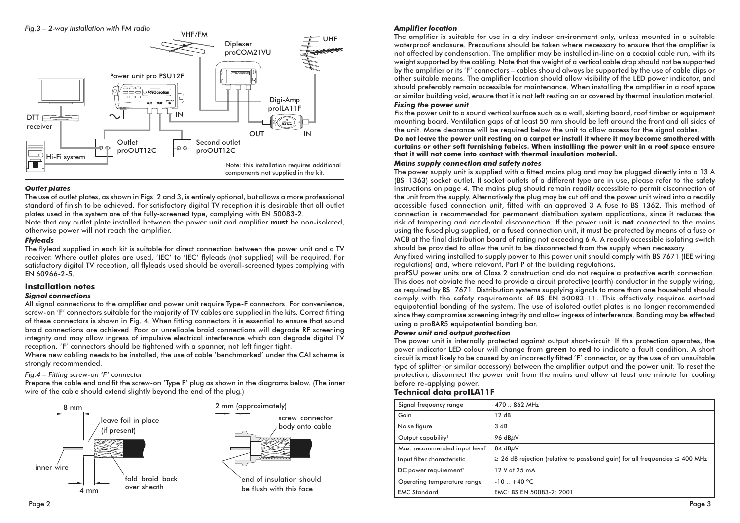*Fig.3 – 2-way installation with FM radio*

VHF/FM

Diplexer
proCOM21VU

UHF

Power unit pro PSU12F

Digi-Amp
proILA11F

IN

OUT

IN

DTT
receiver

Outlet
proOUT12C

Second outlet
proOUT12C

Hi-Fi system

Note: this installation requires additional components not supplied in the kit.

### *Outlet plates*

The use of outlet plates, as shown in Figs. 2 and 3, is entirely optional, but allows a more professional standard of finish to be achieved. For satisfactory digital TV reception it is desirable that all outlet plates used in the system are of the fully-screened type, complying with EN 50083-2.

Note that any outlet plate installed between the power unit and amplifier **must** be non-isolated, otherwise power will not reach the amplifier.

### *Flyleads*

The flylead supplied in each kit is suitable for direct connection between the power unit and a TV receiver. Where outlet plates are used, 'IEC' to 'IEC' flyleads (not supplied) will be required. For satisfactory digital TV reception, all flyleads used should be overall-screened types complying with EN 60966-2-5.

## Installation notes

### *Signal connections*

All signal connections to the amplifier and power unit require Type-F connectors. For convenience, screw-on 'F' connectors suitable for the majority of TV cables are supplied in the kits. Correct fitting of these connectors is shown in Fig. 4. When fitting connectors it is essential to ensure that sound braid connections are achieved. Poor or unreliable braid connections will degrade RF screening integrity and may allow ingress of impulsive electrical interference which can degrade digital TV reception. 'F' connectors should be tightened with a spanner, not left finger tight.

Where new cabling needs to be installed, the use of cable 'benchmarked' under the CAI scheme is strongly recommended.

*Fig.4 – Fitting screw-on 'F' connector*

Prepare the cable end and fit the screw-on 'Type F' plug as shown in the diagrams below. (The inner wire of the cable should extend slightly beyond the end of the plug.)

8 mm

leave foil in place
(if present)

inner wire

fold braid back
over sheath

4 mm

2 mm (approximately)

screw connector
body onto cable

end of insulation should
be flush with this face

### *Amplifier location*

The amplifier is suitable for use in a dry indoor environment only, unless mounted in a suitable waterproof enclosure. Precautions should be taken where necessary to ensure that the amplifier is not affected by condensation. The amplifier may be installed in-line on a coaxial cable run, with its weight supported by the cabling. Note that the weight of a vertical cable drop should not be supported by the amplifier or its 'F' connectors – cables should always be supported by the use of cable clips or other suitable means. The amplifier location should allow visibility of the LED power indicator, and should preferably remain accessible for maintenance. When installing the amplifier in a roof space or similar building void, ensure that it is not left resting on or covered by thermal insulation material.

### *Fixing the power unit*

Fix the power unit to a sound vertical surface such as a wall, skirting board, roof timber or equipment mounting board. Ventilation gaps of at least 50 mm should be left around the front and all sides of the unit. More clearance will be required below the unit to allow access for the signal cables.

**Do not leave the power unit resting on a carpet or install it where it may become smothered with curtains or other soft furnishing fabrics. When installing the power unit in a roof space ensure that it will not come into contact with thermal insulation material.**

### *Mains supply connection and safety notes*

The power supply unit is supplied with a fitted mains plug and may be plugged directly into a 13 A (BS 1363) socket outlet. If socket outlets of a different type are in use, please refer to the safety instructions on page 4. The mains plug should remain readily accessible to permit disconnection of the unit from the supply. Alternatively the plug may be cut off and the power unit wired into a readily accessible fused connection unit, fitted with an approved 3 A fuse to BS 1362. This method of connection is recommended for permanent distribution system applications, since it reduces the risk of tampering and accidental disconnection. If the power unit is **not** connected to the mains using the fused plug supplied, or a fused connection unit, it must be protected by means of a fuse or MCB at the final distribution board of rating not exceeding 6 A. A readily accessible isolating switch should be provided to allow the unit to be disconnected from the supply when necessary.

Any fixed wiring installed to supply power to this power unit should comply with BS 7671 (IEE wiring regulations) and, where relevant, Part P of the building regulations.

proPSU power units are of Class 2 construction and do not require a protective earth connection. This does not obviate the need to provide a circuit protective (earth) conductor in the supply wiring, as required by BS 7671. Distribution systems supplying signals to more than one household should comply with the safety requirements of BS EN 50083-11. This effectively requires earthed equipotential bonding of the system. The use of isolated outlet plates is no longer recommended since they compromise screening integrity and allow ingress of interference. Bonding may be effected using a proBAR5 equipotential bonding bar.

### *Power unit and output protection*

The power unit is internally protected against output short-circuit. If this protection operates, the power indicator LED colour will change from **green** to **red** to indicate a fault condition. A short circuit is most likely to be caused by an incorrectly fitted 'F' connector, or by the use of an unsuitable type of splitter (or similar accessory) between the amplifier output and the power unit. To reset the protection, disconnect the power unit from the mains and allow at least one minute for cooling before re-applying power.

## Technical data proILA11F

| | |
|---|---|
| Signal frequency range | 470 .. 862 MHz |
| Gain | 12 dB |
| Noise figure | 3 dB |
| Output capability[1] | 96 dBμV |
| Max. recommended input level[1] | 84 dBμV |
| Input filter characteristic | ≥ 26 dB rejection (relative to passband gain) for all frequencies ≤ 400 MHz |
| DC power requirement[2] | 12 V at 25 mA |
| Operating temperature range | -10 .. +40 °C |
| EMC Standard | EMC: BS EN 50083-2: 2001 |